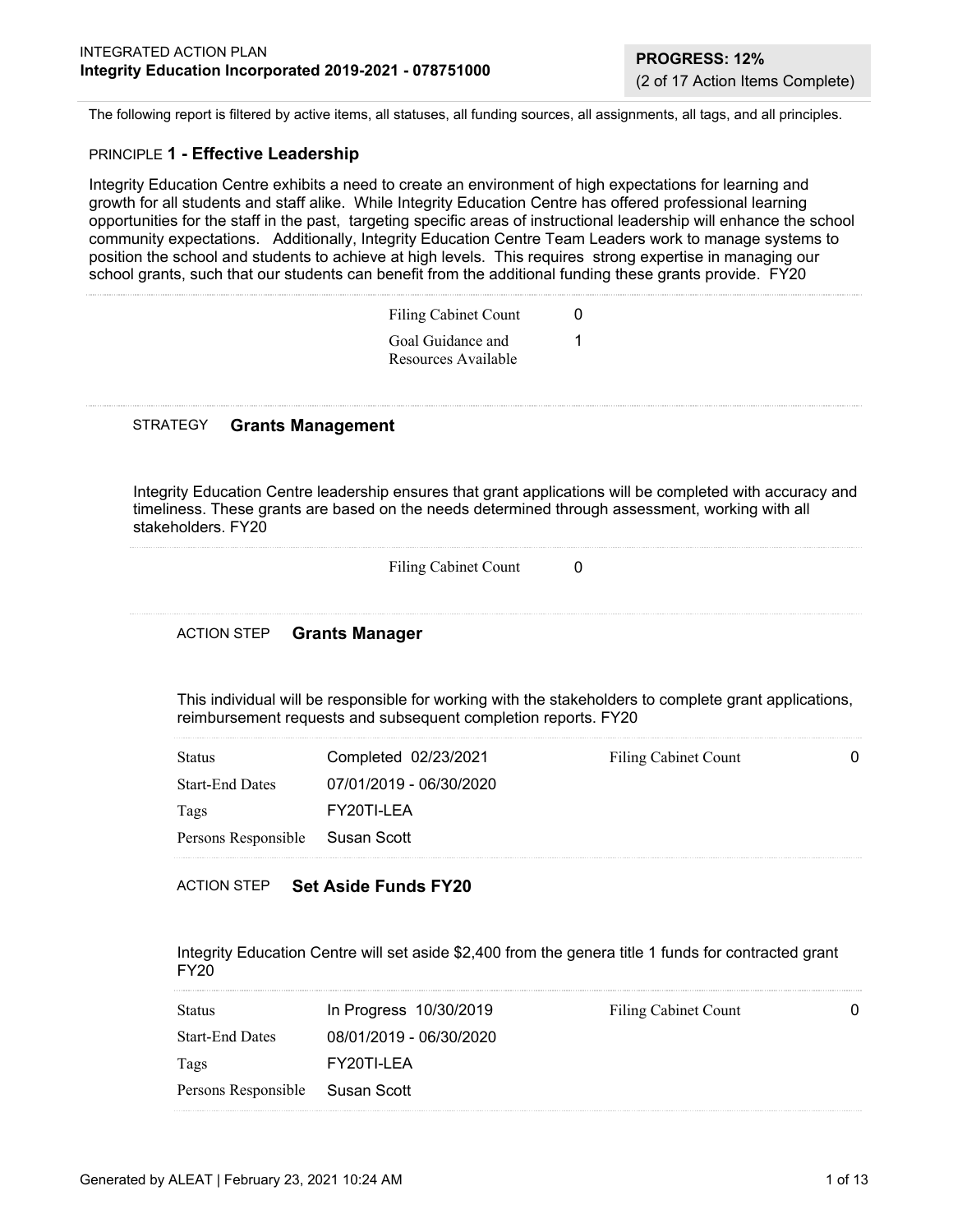INTEGRATED ACTION PLAN
**Integrity Education Incorporated 2019-2021 - 078751000**

**PROGRESS: 12%**
(2 of 17 Action Items Complete)

The following report is filtered by active items, all statuses, all funding sources, all assignments, all tags, and all principles.

## PRINCIPLE 1 - Effective Leadership

Integrity Education Centre exhibits a need to create an environment of high expectations for learning and growth for all students and staff alike. While Integrity Education Centre has offered professional learning opportunities for the staff in the past, targeting specific areas of instructional leadership will enhance the school community expectations. Additionally, Integrity Education Centre Team Leaders work to manage systems to position the school and students to achieve at high levels. This requires strong expertise in managing our school grants, such that our students can benefit from the additional funding these grants provide. FY20

| | |
|---|---|
| Filing Cabinet Count | 0 |
| Goal Guidance and Resources Available | 1 |

### STRATEGY Grants Management

Integrity Education Centre leadership ensures that grant applications will be completed with accuracy and timeliness. These grants are based on the needs determined through assessment, working with all stakeholders. FY20

| | |
|---|---|
| Filing Cabinet Count | 0 |

#### ACTION STEP Grants Manager

This individual will be responsible for working with the stakeholders to complete grant applications, reimbursement requests and subsequent completion reports. FY20

| | | | |
|---|---|---|---|
| Status | Completed 02/23/2021 | Filing Cabinet Count | 0 |
| Start-End Dates | 07/01/2019 - 06/30/2020 | | |
| Tags | FY20TI-LEA | | |
| Persons Responsible | Susan Scott | | |

#### ACTION STEP Set Aside Funds FY20

Integrity Education Centre will set aside $2,400 from the genera title 1 funds for contracted grant FY20

| | | | |
|---|---|---|---|
| Status | In Progress 10/30/2019 | Filing Cabinet Count | 0 |
| Start-End Dates | 08/01/2019 - 06/30/2020 | | |
| Tags | FY20TI-LEA | | |
| Persons Responsible | Susan Scott | | |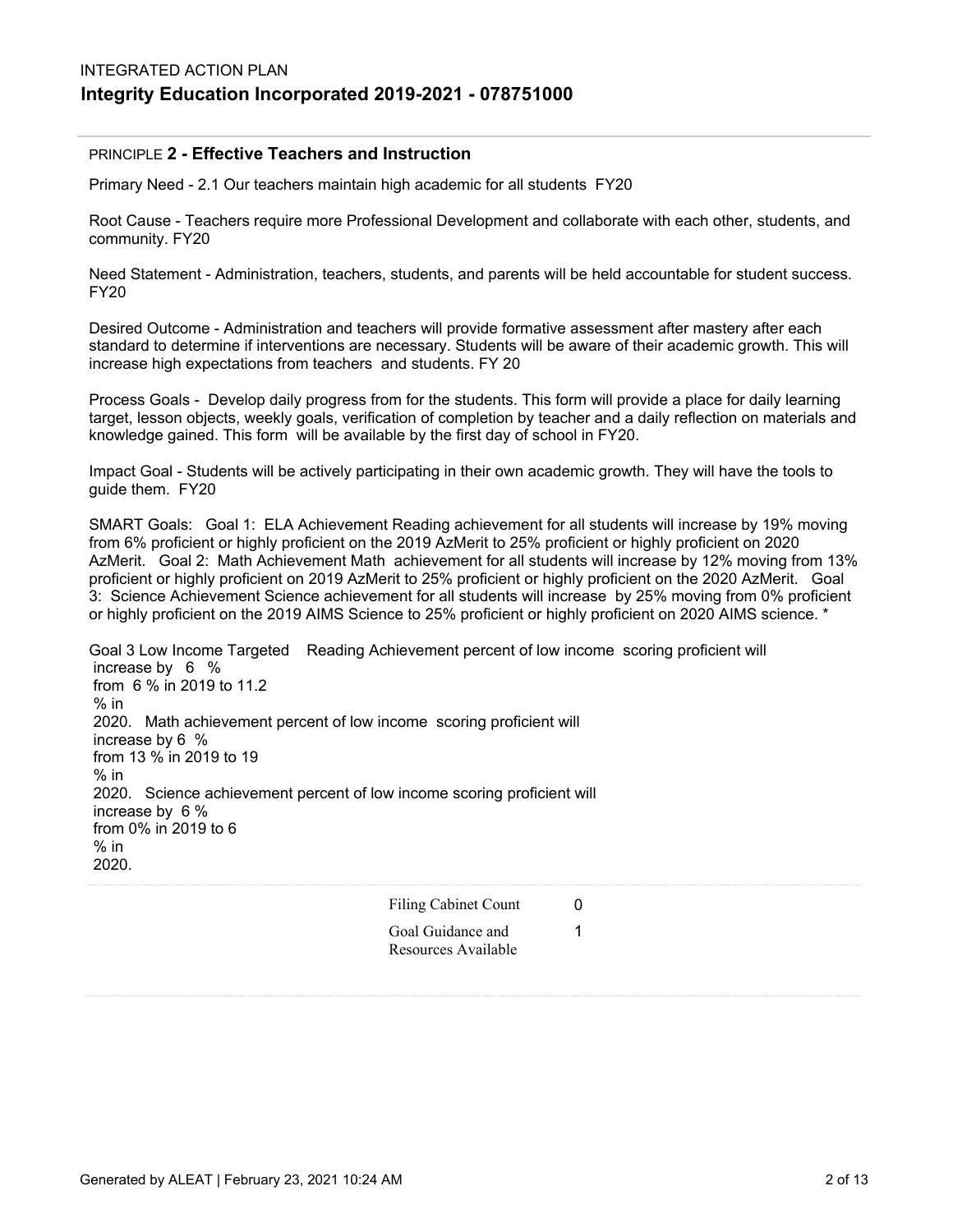INTEGRATED ACTION PLAN

# Integrity Education Incorporated 2019-2021 - 078751000

## PRINCIPLE 2 - Effective Teachers and Instruction

Primary Need - 2.1 Our teachers maintain high academic for all students FY20

Root Cause - Teachers require more Professional Development and collaborate with each other, students, and community. FY20

Need Statement - Administration, teachers, students, and parents will be held accountable for student success. FY20

Desired Outcome - Administration and teachers will provide formative assessment after mastery after each standard to determine if interventions are necessary. Students will be aware of their academic growth. This will increase high expectations from teachers and students. FY 20

Process Goals - Develop daily progress from for the students. This form will provide a place for daily learning target, lesson objects, weekly goals, verification of completion by teacher and a daily reflection on materials and knowledge gained. This form will be available by the first day of school in FY20.

Impact Goal - Students will be actively participating in their own academic growth. They will have the tools to guide them. FY20

SMART Goals: Goal 1: ELA Achievement Reading achievement for all students will increase by 19% moving from 6% proficient or highly proficient on the 2019 AzMerit to 25% proficient or highly proficient on 2020 AzMerit. Goal 2: Math Achievement Math achievement for all students will increase by 12% moving from 13% proficient or highly proficient on 2019 AzMerit to 25% proficient or highly proficient on the 2020 AzMerit. Goal 3: Science Achievement Science achievement for all students will increase by 25% moving from 0% proficient or highly proficient on the 2019 AIMS Science to 25% proficient or highly proficient on 2020 AIMS science. *

Goal 3 Low Income Targeted Reading Achievement percent of low income scoring proficient will increase by 6 % from 6 % in 2019 to 11.2 % in 2020. Math achievement percent of low income scoring proficient will increase by 6 % from 13 % in 2019 to 19 % in 2020. Science achievement percent of low income scoring proficient will increase by 6 % from 0% in 2019 to 6 % in 2020.

| | |
|---|---|
| Filing Cabinet Count | 0 |
| Goal Guidance and Resources Available | 1 |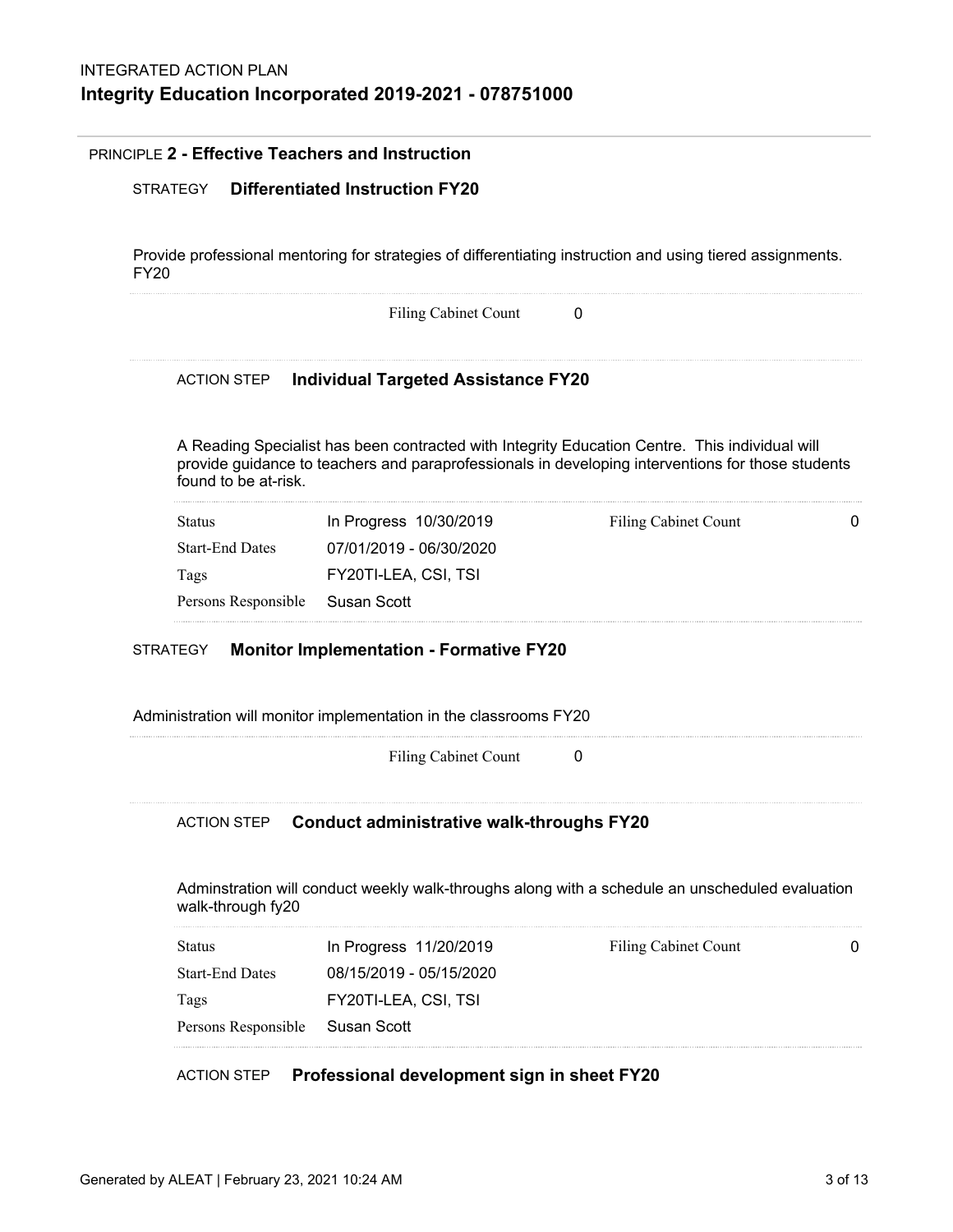INTEGRATED ACTION PLAN

# Integrity Education Incorporated 2019-2021 - 078751000

## PRINCIPLE 2 - Effective Teachers and Instruction

### STRATEGY Differentiated Instruction FY20

Provide professional mentoring for strategies of differentiating instruction and using tiered assignments. FY20

Filing Cabinet Count 0

#### ACTION STEP Individual Targeted Assistance FY20

A Reading Specialist has been contracted with Integrity Education Centre. This individual will provide guidance to teachers and paraprofessionals in developing interventions for those students found to be at-risk.

| | | | |
|---|---|---|---|
| Status | In Progress 10/30/2019 | Filing Cabinet Count | 0 |
| Start-End Dates | 07/01/2019 - 06/30/2020 | | |
| Tags | FY20TI-LEA, CSI, TSI | | |
| Persons Responsible | Susan Scott | | |

### STRATEGY Monitor Implementation - Formative FY20

Administration will monitor implementation in the classrooms FY20

Filing Cabinet Count 0

#### ACTION STEP Conduct administrative walk-throughs FY20

Adminstration will conduct weekly walk-throughs along with a schedule an unscheduled evaluation walk-through fy20

| | | | |
|---|---|---|---|
| Status | In Progress 11/20/2019 | Filing Cabinet Count | 0 |
| Start-End Dates | 08/15/2019 - 05/15/2020 | | |
| Tags | FY20TI-LEA, CSI, TSI | | |
| Persons Responsible | Susan Scott | | |

#### ACTION STEP Professional development sign in sheet FY20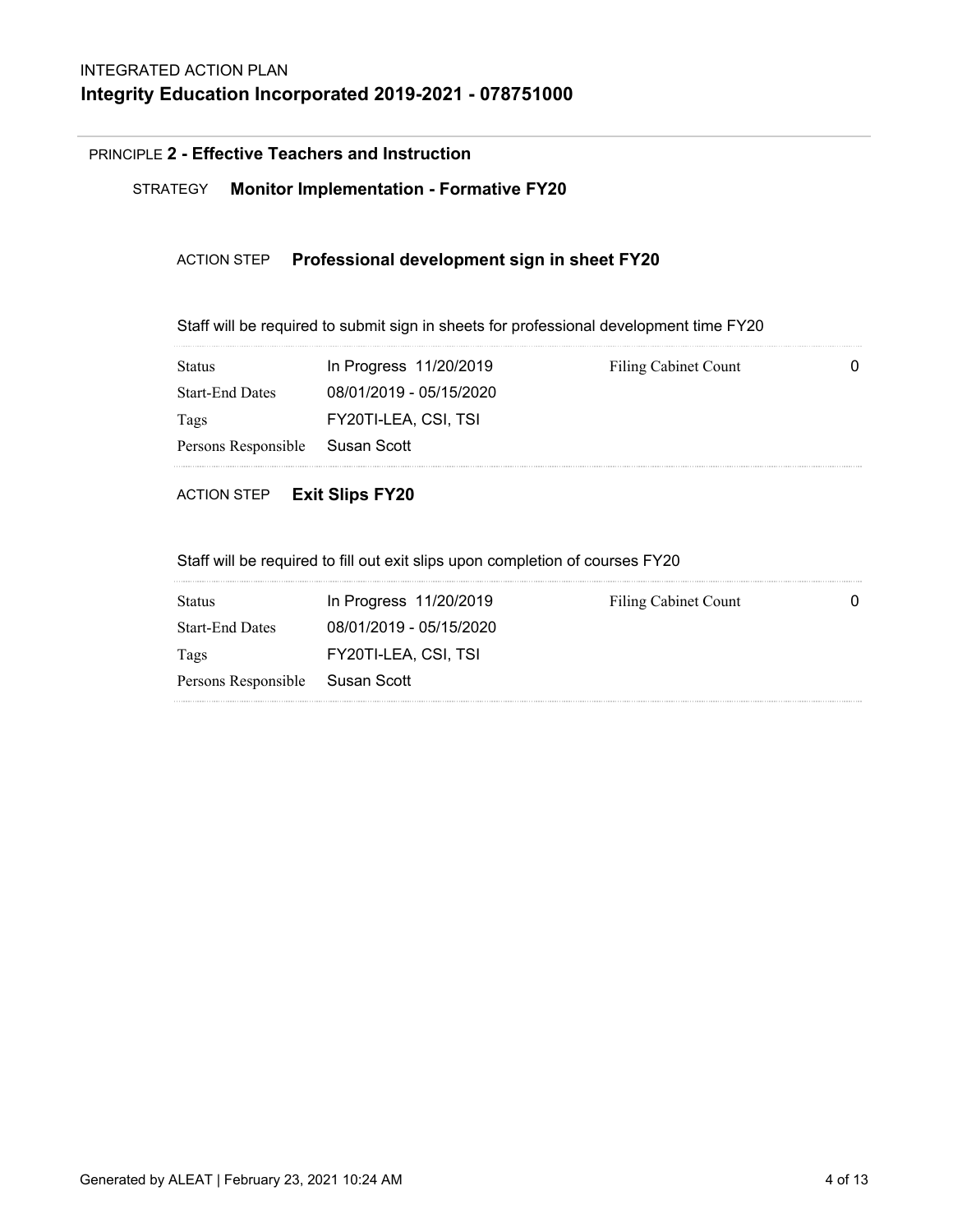INTEGRATED ACTION PLAN

# Integrity Education Incorporated 2019-2021 - 078751000

## PRINCIPLE 2 - Effective Teachers and Instruction

### STRATEGY Monitor Implementation - Formative FY20

#### ACTION STEP Professional development sign in sheet FY20

Staff will be required to submit sign in sheets for professional development time FY20

| | | | |
|---|---|---|---|
| Status | In Progress 11/20/2019 | Filing Cabinet Count | 0 |
| Start-End Dates | 08/01/2019 - 05/15/2020 | | |
| Tags | FY20TI-LEA, CSI, TSI | | |
| Persons Responsible | Susan Scott | | |

#### ACTION STEP Exit Slips FY20

Staff will be required to fill out exit slips upon completion of courses FY20

| | | | |
|---|---|---|---|
| Status | In Progress 11/20/2019 | Filing Cabinet Count | 0 |
| Start-End Dates | 08/01/2019 - 05/15/2020 | | |
| Tags | FY20TI-LEA, CSI, TSI | | |
| Persons Responsible | Susan Scott | | |

Generated by ALEAT | February 23, 2021 10:24 AM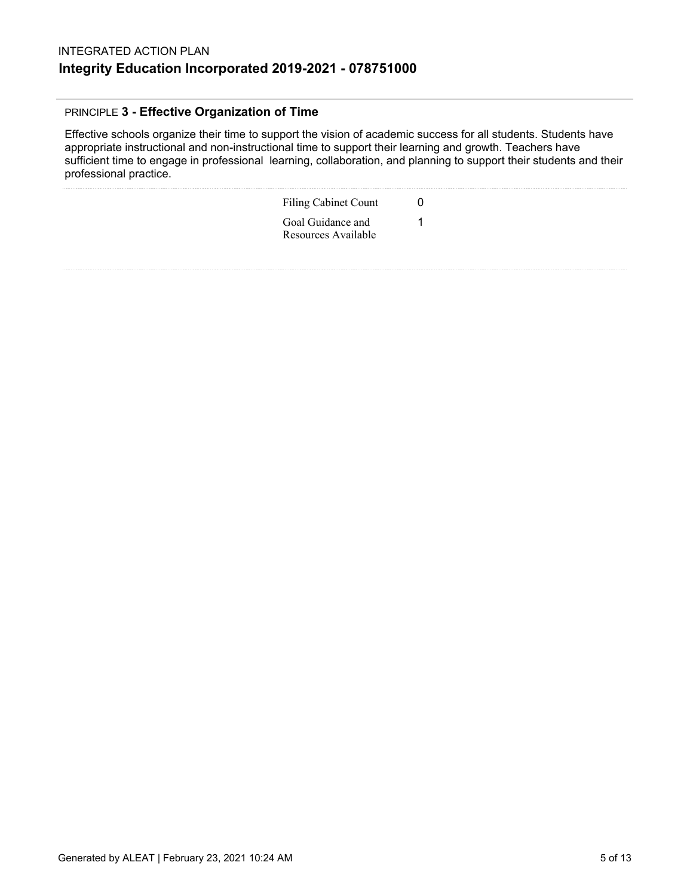## PRINCIPLE **3 - Effective Organization of Time**

Effective schools organize their time to support the vision of academic success for all students. Students have appropriate instructional and non-instructional time to support their learning and growth. Teachers have sufficient time to engage in professional learning, collaboration, and planning to support their students and their professional practice.

| | |
|---|---|
| Filing Cabinet Count | 0 |
| Goal Guidance and Resources Available | 1 |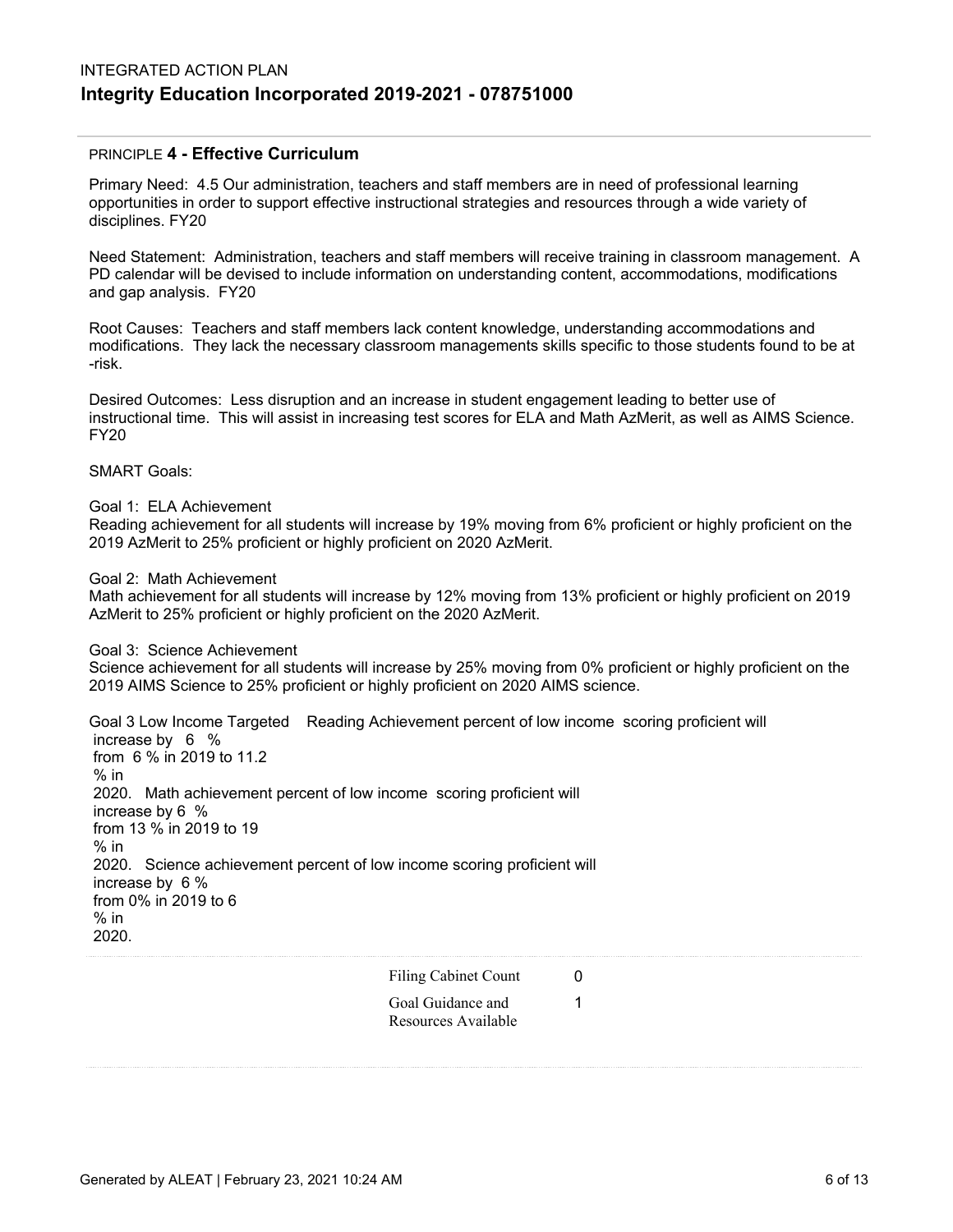INTEGRATED ACTION PLAN

# Integrity Education Incorporated 2019-2021 - 078751000

## PRINCIPLE 4 - Effective Curriculum

Primary Need: 4.5 Our administration, teachers and staff members are in need of professional learning opportunities in order to support effective instructional strategies and resources through a wide variety of disciplines. FY20

Need Statement: Administration, teachers and staff members will receive training in classroom management. A PD calendar will be devised to include information on understanding content, accommodations, modifications and gap analysis. FY20

Root Causes: Teachers and staff members lack content knowledge, understanding accommodations and modifications. They lack the necessary classroom managements skills specific to those students found to be at -risk.

Desired Outcomes: Less disruption and an increase in student engagement leading to better use of instructional time. This will assist in increasing test scores for ELA and Math AzMerit, as well as AIMS Science. FY20

SMART Goals:

Goal 1: ELA Achievement
Reading achievement for all students will increase by 19% moving from 6% proficient or highly proficient on the 2019 AzMerit to 25% proficient or highly proficient on 2020 AzMerit.

Goal 2: Math Achievement
Math achievement for all students will increase by 12% moving from 13% proficient or highly proficient on 2019 AzMerit to 25% proficient or highly proficient on the 2020 AzMerit.

Goal 3: Science Achievement
Science achievement for all students will increase by 25% moving from 0% proficient or highly proficient on the 2019 AIMS Science to 25% proficient or highly proficient on 2020 AIMS science.

Goal 3 Low Income Targeted Reading Achievement percent of low income scoring proficient will increase by 6 % from 6 % in 2019 to 11.2 % in 2020. Math achievement percent of low income scoring proficient will increase by 6 % from 13 % in 2019 to 19 % in 2020. Science achievement percent of low income scoring proficient will increase by 6 % from 0% in 2019 to 6 % in 2020.

| | |
|---|---|
| Filing Cabinet Count | 0 |
| Goal Guidance and Resources Available | 1 |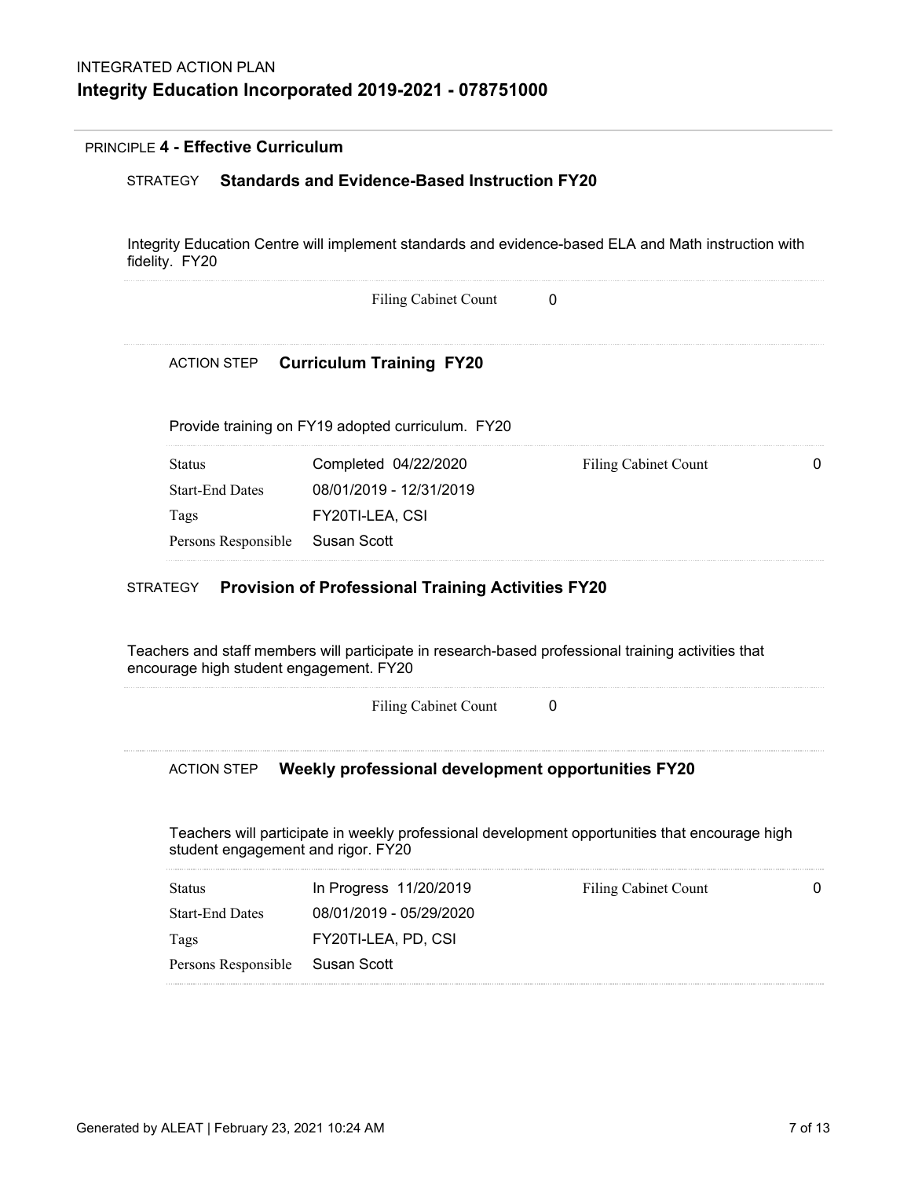## PRINCIPLE 4 - Effective Curriculum

### STRATEGY **Standards and Evidence-Based Instruction FY20**

Integrity Education Centre will implement standards and evidence-based ELA and Math instruction with fidelity. FY20

Filing Cabinet Count 0

#### ACTION STEP **Curriculum Training FY20**

Provide training on FY19 adopted curriculum. FY20

| | | | |
|---|---|---|---|
| Status | Completed 04/22/2020 | Filing Cabinet Count | 0 |
| Start-End Dates | 08/01/2019 - 12/31/2019 | | |
| Tags | FY20TI-LEA, CSI | | |
| Persons Responsible | Susan Scott | | |

### STRATEGY **Provision of Professional Training Activities FY20**

Teachers and staff members will participate in research-based professional training activities that encourage high student engagement. FY20

Filing Cabinet Count 0

#### ACTION STEP **Weekly professional development opportunities FY20**

Teachers will participate in weekly professional development opportunities that encourage high student engagement and rigor. FY20

| | | | |
|---|---|---|---|
| Status | In Progress 11/20/2019 | Filing Cabinet Count | 0 |
| Start-End Dates | 08/01/2019 - 05/29/2020 | | |
| Tags | FY20TI-LEA, PD, CSI | | |
| Persons Responsible | Susan Scott | | |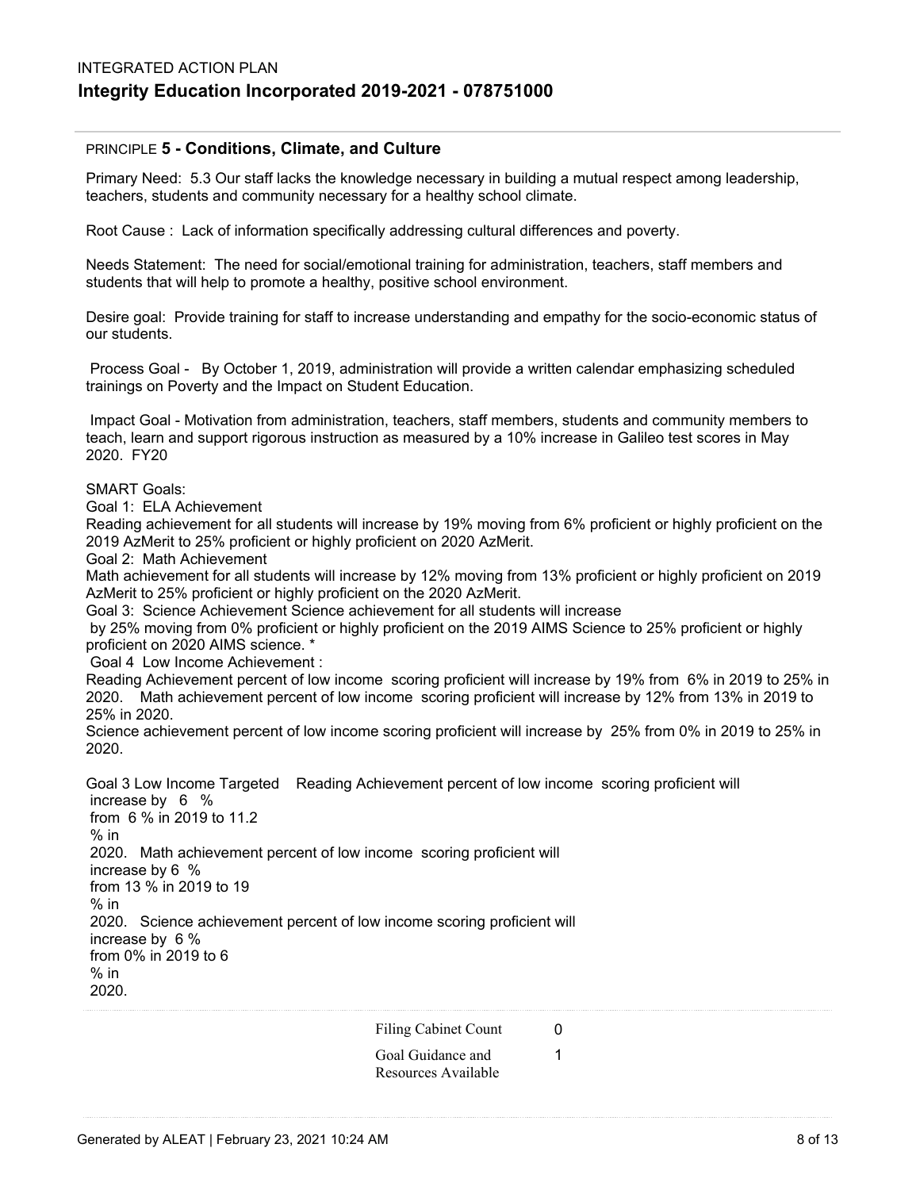INTEGRATED ACTION PLAN

# Integrity Education Incorporated 2019-2021 - 078751000

PRINCIPLE **5 - Conditions, Climate, and Culture**

Primary Need: 5.3 Our staff lacks the knowledge necessary in building a mutual respect among leadership, teachers, students and community necessary for a healthy school climate.

Root Cause : Lack of information specifically addressing cultural differences and poverty.

Needs Statement: The need for social/emotional training for administration, teachers, staff members and students that will help to promote a healthy, positive school environment.

Desire goal: Provide training for staff to increase understanding and empathy for the socio-economic status of our students.

Process Goal - By October 1, 2019, administration will provide a written calendar emphasizing scheduled trainings on Poverty and the Impact on Student Education.

Impact Goal - Motivation from administration, teachers, staff members, students and community members to teach, learn and support rigorous instruction as measured by a 10% increase in Galileo test scores in May 2020. FY20

SMART Goals:
Goal 1: ELA Achievement
Reading achievement for all students will increase by 19% moving from 6% proficient or highly proficient on the 2019 AzMerit to 25% proficient or highly proficient on 2020 AzMerit.
Goal 2: Math Achievement
Math achievement for all students will increase by 12% moving from 13% proficient or highly proficient on 2019 AzMerit to 25% proficient or highly proficient on the 2020 AzMerit.
Goal 3: Science Achievement Science achievement for all students will increase
by 25% moving from 0% proficient or highly proficient on the 2019 AIMS Science to 25% proficient or highly proficient on 2020 AIMS science. *
Goal 4 Low Income Achievement :
Reading Achievement percent of low income scoring proficient will increase by 19% from 6% in 2019 to 25% in 2020. Math achievement percent of low income scoring proficient will increase by 12% from 13% in 2019 to 25% in 2020.
Science achievement percent of low income scoring proficient will increase by 25% from 0% in 2019 to 25% in 2020.

Goal 3 Low Income Targeted Reading Achievement percent of low income scoring proficient will increase by 6 % from 6 % in 2019 to 11.2 % in 2020. Math achievement percent of low income scoring proficient will increase by 6 % from 13 % in 2019 to 19 % in 2020. Science achievement percent of low income scoring proficient will increase by 6 % from 0% in 2019 to 6 % in 2020.

| | |
|---|---|
| Filing Cabinet Count | 0 |
| Goal Guidance and Resources Available | 1 |

Generated by ALEAT | February 23, 2021 10:24 AM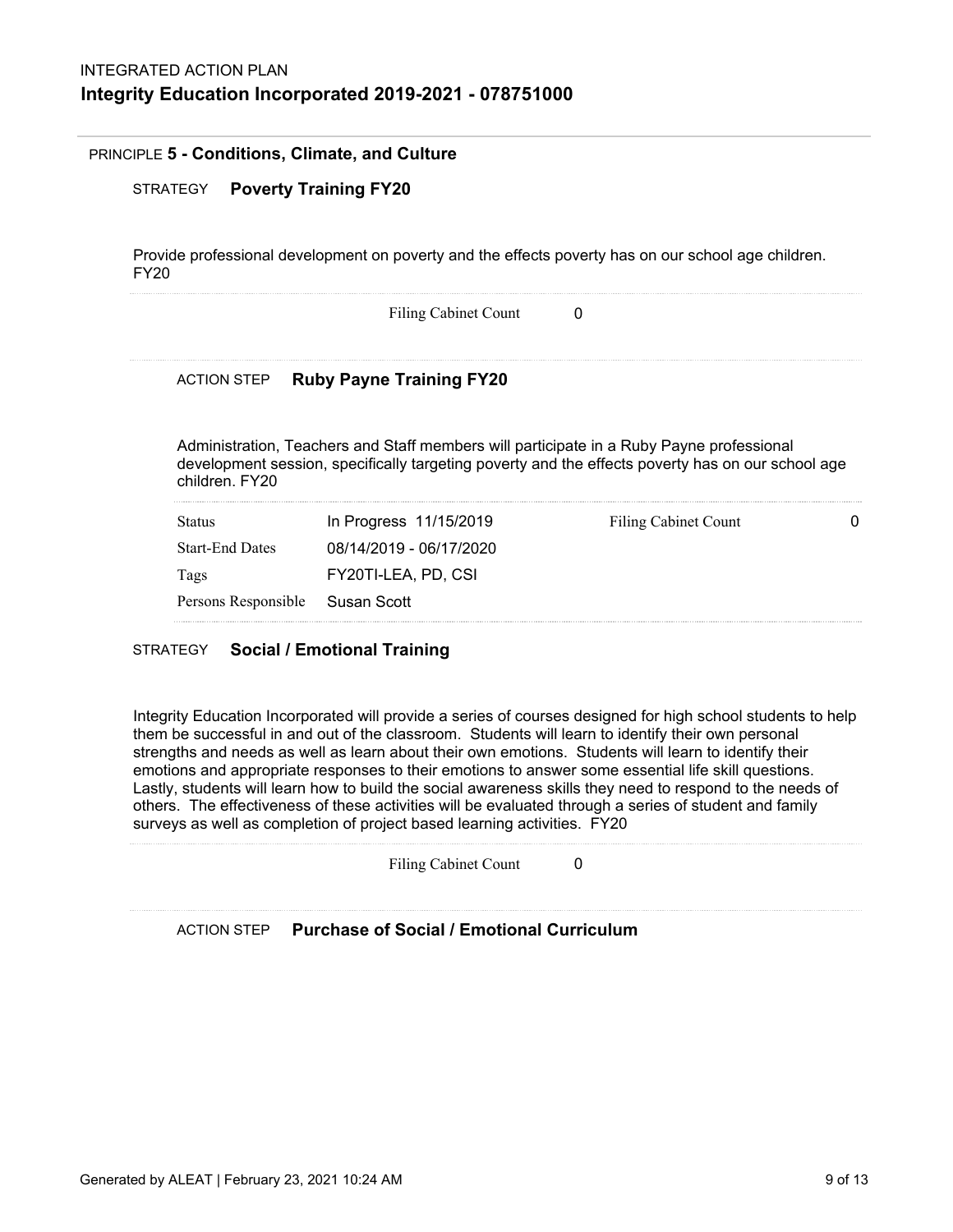INTEGRATED ACTION PLAN

# Integrity Education Incorporated 2019-2021 - 078751000

## PRINCIPLE 5 - Conditions, Climate, and Culture

### STRATEGY **Poverty Training FY20**

Provide professional development on poverty and the effects poverty has on our school age children. FY20

Filing Cabinet Count 0

#### ACTION STEP **Ruby Payne Training FY20**

Administration, Teachers and Staff members will participate in a Ruby Payne professional development session, specifically targeting poverty and the effects poverty has on our school age children. FY20

| | | | |
|---|---|---|---|
| Status | In Progress 11/15/2019 | Filing Cabinet Count | 0 |
| Start-End Dates | 08/14/2019 - 06/17/2020 | | |
| Tags | FY20TI-LEA, PD, CSI | | |
| Persons Responsible | Susan Scott | | |

### STRATEGY **Social / Emotional Training**

Integrity Education Incorporated will provide a series of courses designed for high school students to help them be successful in and out of the classroom. Students will learn to identify their own personal strengths and needs as well as learn about their own emotions. Students will learn to identify their emotions and appropriate responses to their emotions to answer some essential life skill questions. Lastly, students will learn how to build the social awareness skills they need to respond to the needs of others. The effectiveness of these activities will be evaluated through a series of student and family surveys as well as completion of project based learning activities. FY20

Filing Cabinet Count 0

#### ACTION STEP **Purchase of Social / Emotional Curriculum**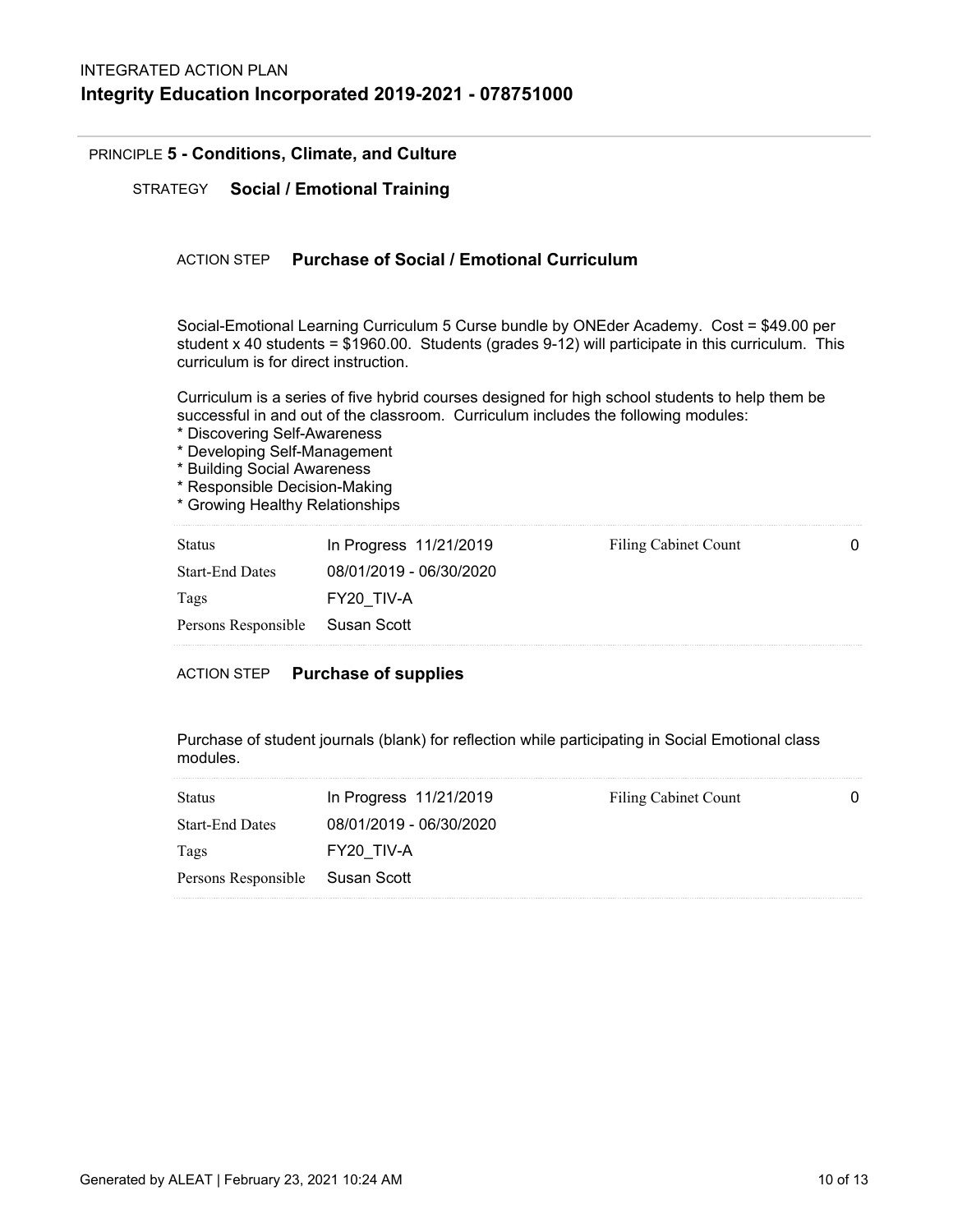INTEGRATED ACTION PLAN

# Integrity Education Incorporated 2019-2021 - 078751000

PRINCIPLE **5 - Conditions, Climate, and Culture**

STRATEGY **Social / Emotional Training**

ACTION STEP **Purchase of Social / Emotional Curriculum**

Social-Emotional Learning Curriculum 5 Curse bundle by ONEder Academy. Cost = $49.00 per student x 40 students = $1960.00. Students (grades 9-12) will participate in this curriculum. This curriculum is for direct instruction.

Curriculum is a series of five hybrid courses designed for high school students to help them be successful in and out of the classroom. Curriculum includes the following modules:
* Discovering Self-Awareness
* Developing Self-Management
* Building Social Awareness
* Responsible Decision-Making
* Growing Healthy Relationships

| | | | |
|---|---|---|---|
| Status | In Progress 11/21/2019 | Filing Cabinet Count | 0 |
| Start-End Dates | 08/01/2019 - 06/30/2020 | | |
| Tags | FY20_TIV-A | | |
| Persons Responsible | Susan Scott | | |

ACTION STEP **Purchase of supplies**

Purchase of student journals (blank) for reflection while participating in Social Emotional class modules.

| | | | |
|---|---|---|---|
| Status | In Progress 11/21/2019 | Filing Cabinet Count | 0 |
| Start-End Dates | 08/01/2019 - 06/30/2020 | | |
| Tags | FY20_TIV-A | | |
| Persons Responsible | Susan Scott | | |

Generated by ALEAT | February 23, 2021 10:24 AM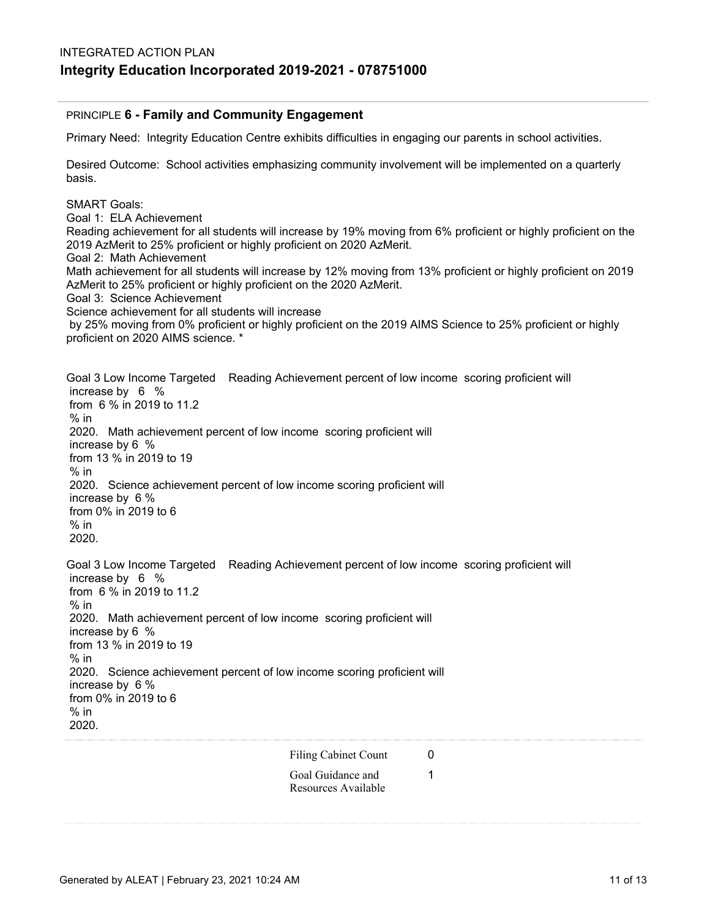INTEGRATED ACTION PLAN

# Integrity Education Incorporated 2019-2021 - 078751000

## PRINCIPLE 6 - Family and Community Engagement

Primary Need: Integrity Education Centre exhibits difficulties in engaging our parents in school activities.

Desired Outcome: School activities emphasizing community involvement will be implemented on a quarterly basis.

SMART Goals:
Goal 1: ELA Achievement
Reading achievement for all students will increase by 19% moving from 6% proficient or highly proficient on the 2019 AzMerit to 25% proficient or highly proficient on 2020 AzMerit.
Goal 2: Math Achievement
Math achievement for all students will increase by 12% moving from 13% proficient or highly proficient on 2019 AzMerit to 25% proficient or highly proficient on the 2020 AzMerit.
Goal 3: Science Achievement
Science achievement for all students will increase
by 25% moving from 0% proficient or highly proficient on the 2019 AIMS Science to 25% proficient or highly proficient on 2020 AIMS science. *

Goal 3 Low Income Targeted Reading Achievement percent of low income scoring proficient will increase by 6 % from 6 % in 2019 to 11.2 % in 2020. Math achievement percent of low income scoring proficient will increase by 6 % from 13 % in 2019 to 19 % in 2020. Science achievement percent of low income scoring proficient will increase by 6 % from 0% in 2019 to 6 % in 2020.

Goal 3 Low Income Targeted Reading Achievement percent of low income scoring proficient will increase by 6 % from 6 % in 2019 to 11.2 % in 2020. Math achievement percent of low income scoring proficient will increase by 6 % from 13 % in 2019 to 19 % in 2020. Science achievement percent of low income scoring proficient will increase by 6 % from 0% in 2019 to 6 % in 2020.

| | |
|---|---|
| Filing Cabinet Count | 0 |
| Goal Guidance and Resources Available | 1 |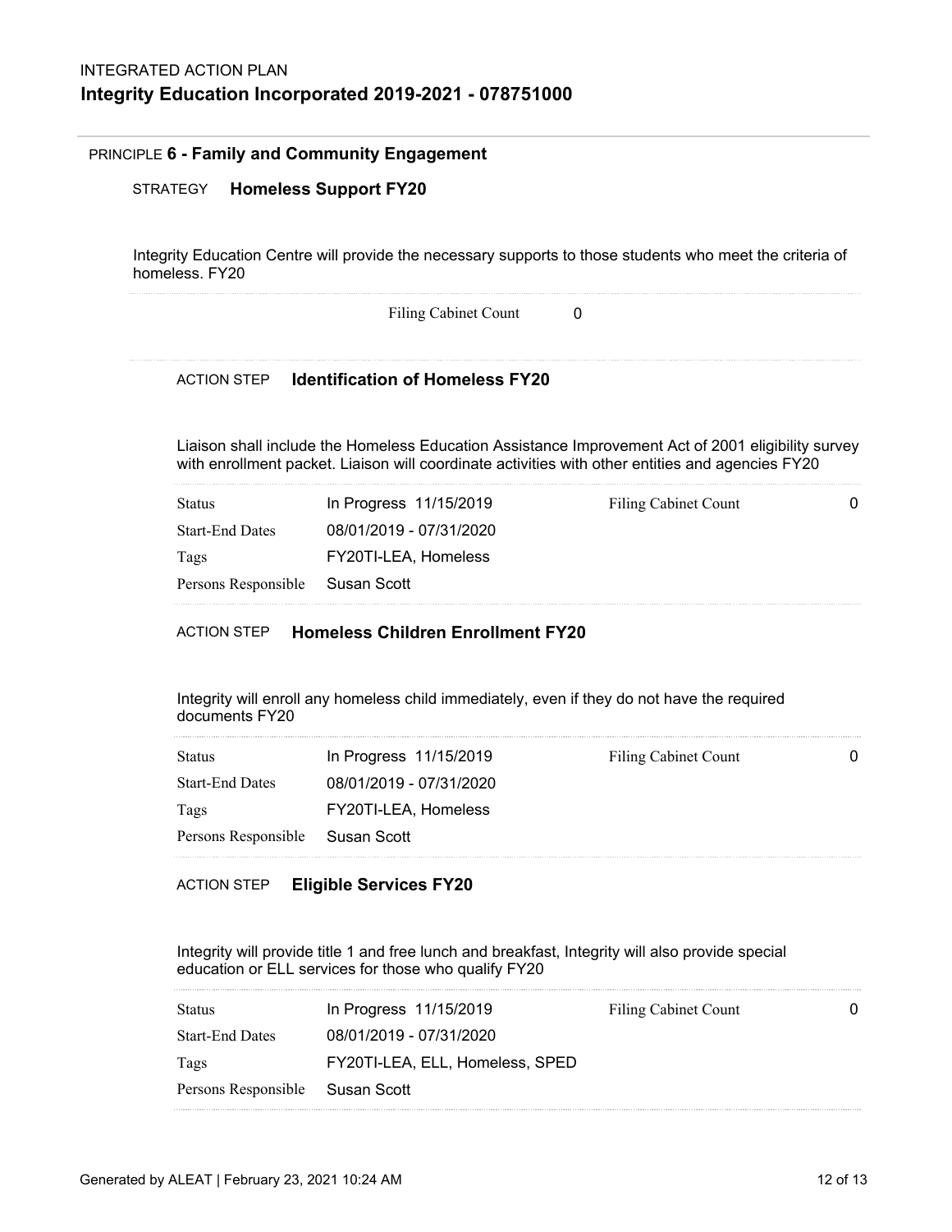INTEGRATED ACTION PLAN

# Integrity Education Incorporated 2019-2021 - 078751000

PRINCIPLE **6 - Family and Community Engagement**

## STRATEGY **Homeless Support FY20**

Integrity Education Centre will provide the necessary supports to those students who meet the criteria of homeless. FY20

Filing Cabinet Count 0

### ACTION STEP **Identification of Homeless FY20**

Liaison shall include the Homeless Education Assistance Improvement Act of 2001 eligibility survey with enrollment packet. Liaison will coordinate activities with other entities and agencies FY20

| | | | |
|---|---|---|---|
| Status | In Progress 11/15/2019 | Filing Cabinet Count | 0 |
| Start-End Dates | 08/01/2019 - 07/31/2020 | | |
| Tags | FY20TI-LEA, Homeless | | |
| Persons Responsible | Susan Scott | | |

### ACTION STEP **Homeless Children Enrollment FY20**

Integrity will enroll any homeless child immediately, even if they do not have the required documents FY20

| | | | |
|---|---|---|---|
| Status | In Progress 11/15/2019 | Filing Cabinet Count | 0 |
| Start-End Dates | 08/01/2019 - 07/31/2020 | | |
| Tags | FY20TI-LEA, Homeless | | |
| Persons Responsible | Susan Scott | | |

### ACTION STEP **Eligible Services FY20**

Integrity will provide title 1 and free lunch and breakfast, Integrity will also provide special education or ELL services for those who qualify FY20

| | | | |
|---|---|---|---|
| Status | In Progress 11/15/2019 | Filing Cabinet Count | 0 |
| Start-End Dates | 08/01/2019 - 07/31/2020 | | |
| Tags | FY20TI-LEA, ELL, Homeless, SPED | | |
| Persons Responsible | Susan Scott | | |

Generated by ALEAT | February 23, 2021 10:24 AM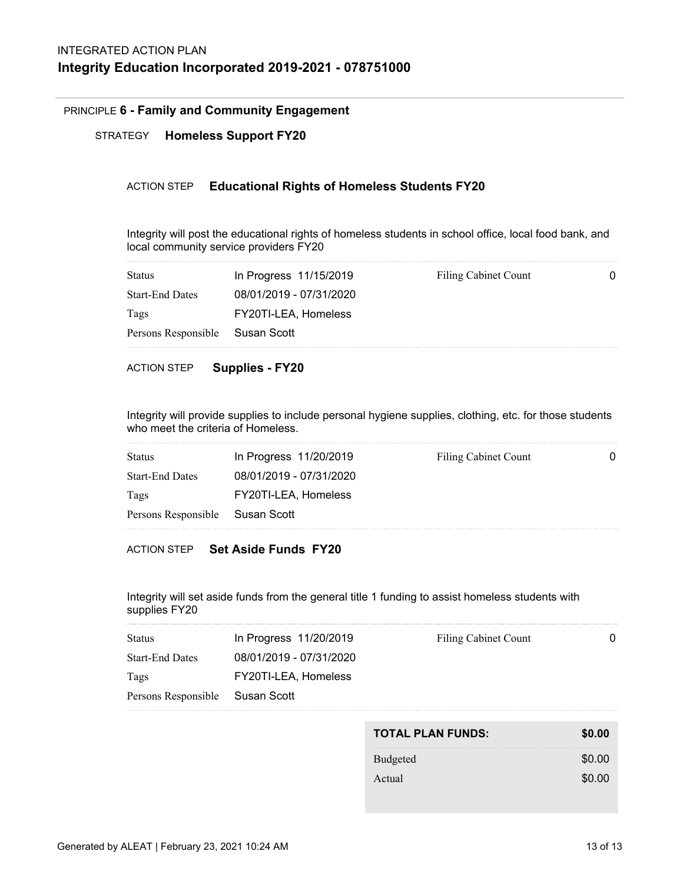INTEGRATED ACTION PLAN

# Integrity Education Incorporated 2019-2021 - 078751000

PRINCIPLE **6 - Family and Community Engagement**

STRATEGY **Homeless Support FY20**

ACTION STEP **Educational Rights of Homeless Students FY20**

Integrity will post the educational rights of homeless students in school office, local food bank, and local community service providers FY20

| | | | |
|---|---|---|---|
| Status | In Progress 11/15/2019 | Filing Cabinet Count | 0 |
| Start-End Dates | 08/01/2019 - 07/31/2020 | | |
| Tags | FY20TI-LEA, Homeless | | |
| Persons Responsible | Susan Scott | | |

ACTION STEP **Supplies - FY20**

Integrity will provide supplies to include personal hygiene supplies, clothing, etc. for those students who meet the criteria of Homeless.

| | | | |
|---|---|---|---|
| Status | In Progress 11/20/2019 | Filing Cabinet Count | 0 |
| Start-End Dates | 08/01/2019 - 07/31/2020 | | |
| Tags | FY20TI-LEA, Homeless | | |
| Persons Responsible | Susan Scott | | |

ACTION STEP **Set Aside Funds FY20**

Integrity will set aside funds from the general title 1 funding to assist homeless students with supplies FY20

| | | | |
|---|---|---|---|
| Status | In Progress 11/20/2019 | Filing Cabinet Count | 0 |
| Start-End Dates | 08/01/2019 - 07/31/2020 | | |
| Tags | FY20TI-LEA, Homeless | | |
| Persons Responsible | Susan Scott | | |

| **TOTAL PLAN FUNDS:** | **$0.00** |
|---|---|
| Budgeted | $0.00 |
| Actual | $0.00 |

Generated by ALEAT | February 23, 2021 10:24 AM